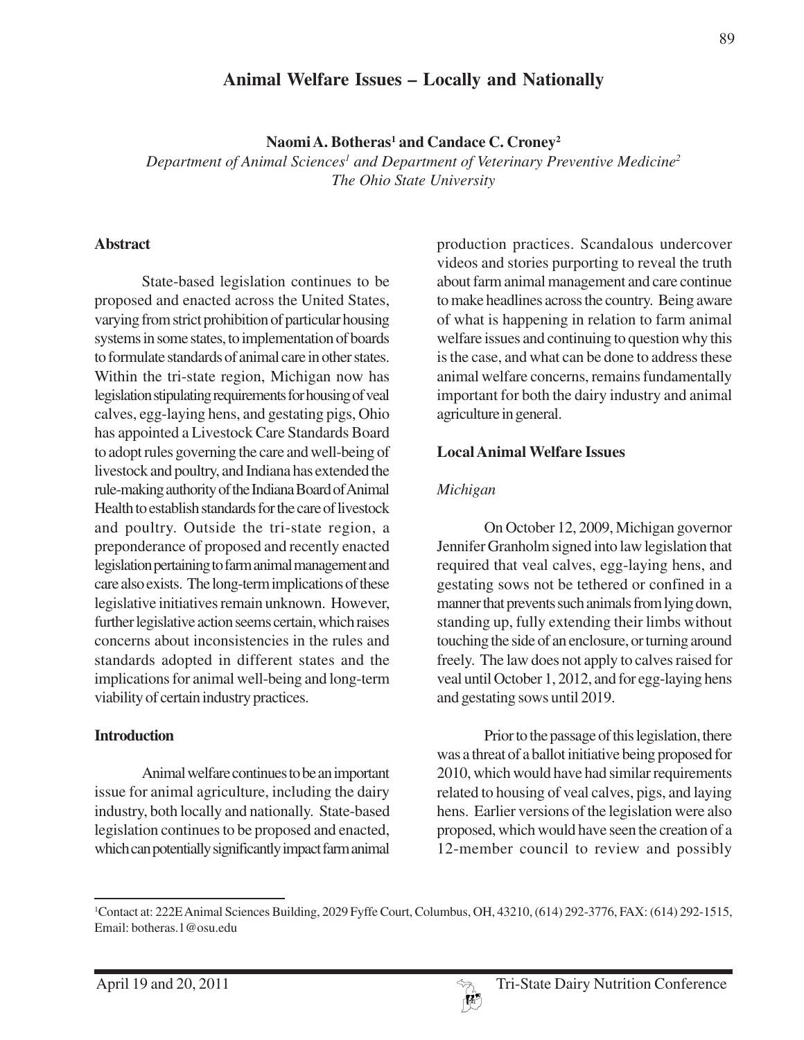# Animal Welfare Issues – Locally and Nationally

**Naomi A. Botheras[1] and Candace C. Croney[2]**

*Department of Animal Sciences[1] and Department of Veterinary Preventive Medicine[2]*
*The Ohio State University*

## Abstract

State-based legislation continues to be proposed and enacted across the United States, varying from strict prohibition of particular housing systems in some states, to implementation of boards to formulate standards of animal care in other states. Within the tri-state region, Michigan now has legislation stipulating requirements for housing of veal calves, egg-laying hens, and gestating pigs, Ohio has appointed a Livestock Care Standards Board to adopt rules governing the care and well-being of livestock and poultry, and Indiana has extended the rule-making authority of the Indiana Board of Animal Health to establish standards for the care of livestock and poultry. Outside the tri-state region, a preponderance of proposed and recently enacted legislation pertaining to farm animal management and care also exists. The long-term implications of these legislative initiatives remain unknown. However, further legislative action seems certain, which raises concerns about inconsistencies in the rules and standards adopted in different states and the implications for animal well-being and long-term viability of certain industry practices.

## Introduction

Animal welfare continues to be an important issue for animal agriculture, including the dairy industry, both locally and nationally. State-based legislation continues to be proposed and enacted, which can potentially significantly impact farm animal production practices. Scandalous undercover videos and stories purporting to reveal the truth about farm animal management and care continue to make headlines across the country. Being aware of what is happening in relation to farm animal welfare issues and continuing to question why this is the case, and what can be done to address these animal welfare concerns, remains fundamentally important for both the dairy industry and animal agriculture in general.

## Local Animal Welfare Issues

### *Michigan*

On October 12, 2009, Michigan governor Jennifer Granholm signed into law legislation that required that veal calves, egg-laying hens, and gestating sows not be tethered or confined in a manner that prevents such animals from lying down, standing up, fully extending their limbs without touching the side of an enclosure, or turning around freely. The law does not apply to calves raised for veal until October 1, 2012, and for egg-laying hens and gestating sows until 2019.

Prior to the passage of this legislation, there was a threat of a ballot initiative being proposed for 2010, which would have had similar requirements related to housing of veal calves, pigs, and laying hens. Earlier versions of the legislation were also proposed, which would have seen the creation of a 12-member council to review and possibly

[1]Contact at: 222E Animal Sciences Building, 2029 Fyffe Court, Columbus, OH, 43210, (614) 292-3776, FAX: (614) 292-1515, Email: botheras.1@osu.edu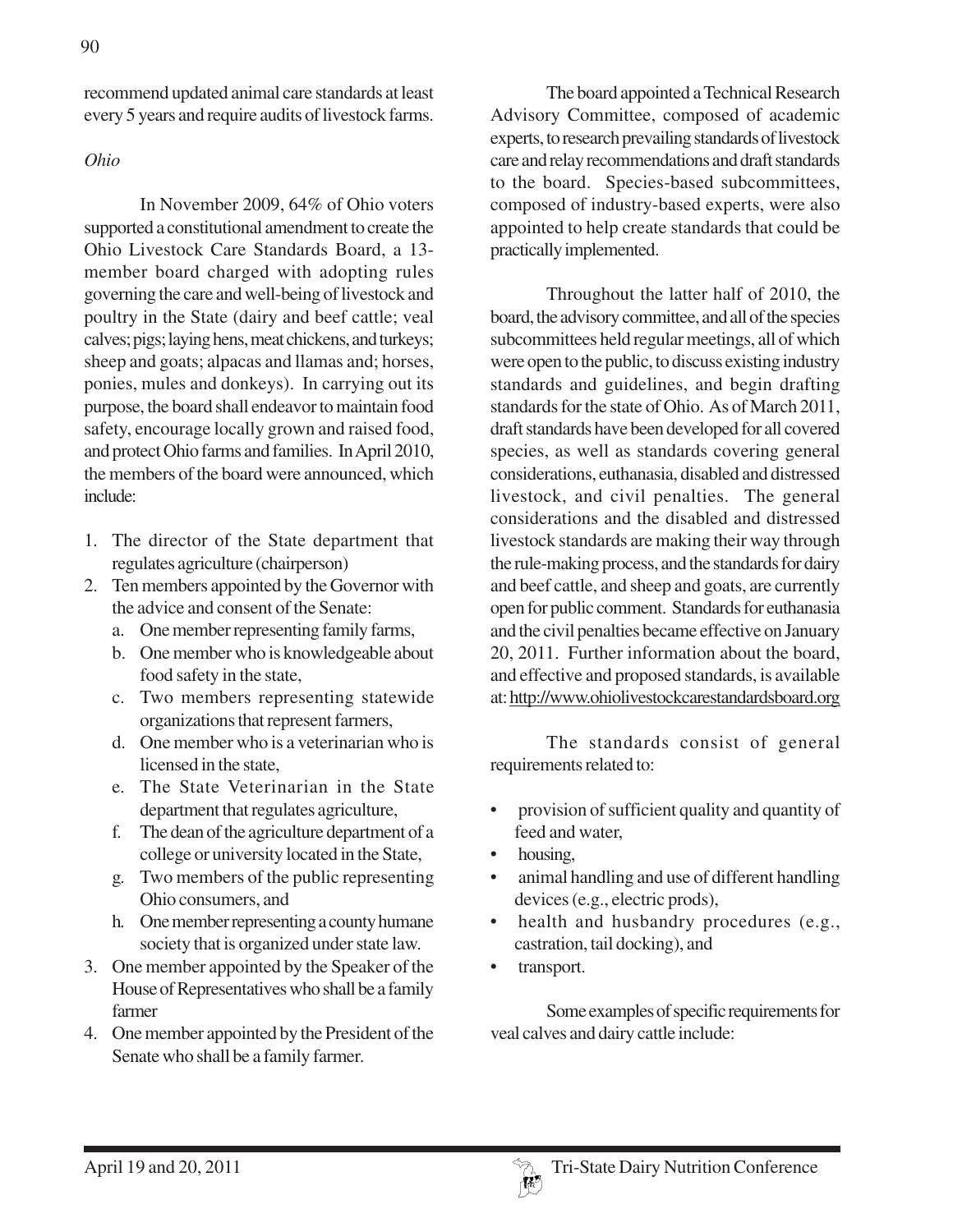recommend updated animal care standards at least every 5 years and require audits of livestock farms.

*Ohio*

In November 2009, 64% of Ohio voters supported a constitutional amendment to create the Ohio Livestock Care Standards Board, a 13-member board charged with adopting rules governing the care and well-being of livestock and poultry in the State (dairy and beef cattle; veal calves; pigs; laying hens, meat chickens, and turkeys; sheep and goats; alpacas and llamas and; horses, ponies, mules and donkeys). In carrying out its purpose, the board shall endeavor to maintain food safety, encourage locally grown and raised food, and protect Ohio farms and families. In April 2010, the members of the board were announced, which include:

1. The director of the State department that regulates agriculture (chairperson)
2. Ten members appointed by the Governor with the advice and consent of the Senate:
   a. One member representing family farms,
   b. One member who is knowledgeable about food safety in the state,
   c. Two members representing statewide organizations that represent farmers,
   d. One member who is a veterinarian who is licensed in the state,
   e. The State Veterinarian in the State department that regulates agriculture,
   f. The dean of the agriculture department of a college or university located in the State,
   g. Two members of the public representing Ohio consumers, and
   h. One member representing a county humane society that is organized under state law.
3. One member appointed by the Speaker of the House of Representatives who shall be a family farmer
4. One member appointed by the President of the Senate who shall be a family farmer.

The board appointed a Technical Research Advisory Committee, composed of academic experts, to research prevailing standards of livestock care and relay recommendations and draft standards to the board. Species-based subcommittees, composed of industry-based experts, were also appointed to help create standards that could be practically implemented.

Throughout the latter half of 2010, the board, the advisory committee, and all of the species subcommittees held regular meetings, all of which were open to the public, to discuss existing industry standards and guidelines, and begin drafting standards for the state of Ohio. As of March 2011, draft standards have been developed for all covered species, as well as standards covering general considerations, euthanasia, disabled and distressed livestock, and civil penalties. The general considerations and the disabled and distressed livestock standards are making their way through the rule-making process, and the standards for dairy and beef cattle, and sheep and goats, are currently open for public comment. Standards for euthanasia and the civil penalties became effective on January 20, 2011. Further information about the board, and effective and proposed standards, is available at: http://www.ohiolivestockcarestandardsboard.org

The standards consist of general requirements related to:

- provision of sufficient quality and quantity of feed and water,
- housing,
- animal handling and use of different handling devices (e.g., electric prods),
- health and husbandry procedures (e.g., castration, tail docking), and
- transport.

Some examples of specific requirements for veal calves and dairy cattle include: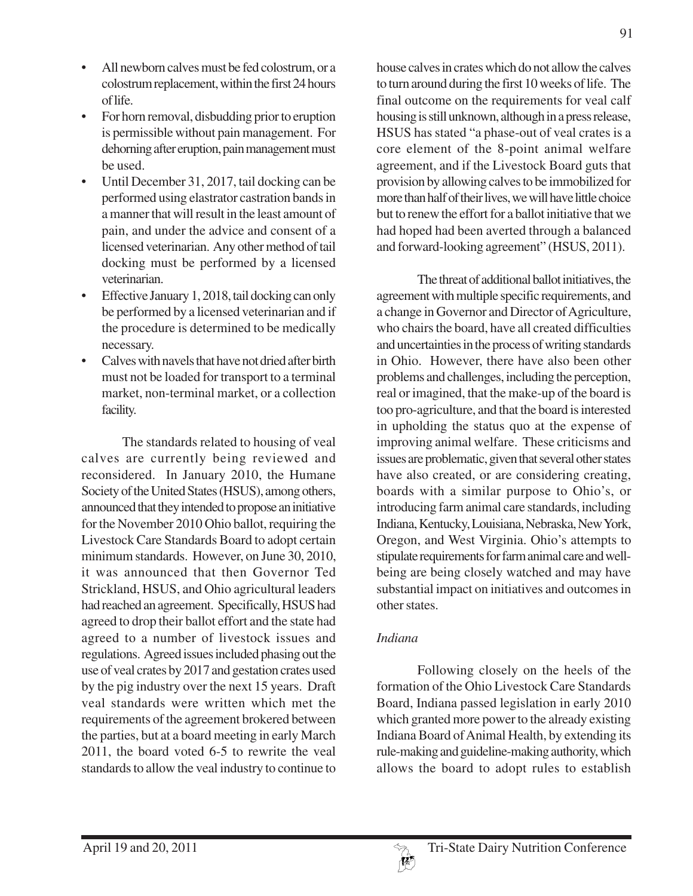- All newborn calves must be fed colostrum, or a colostrum replacement, within the first 24 hours of life.
- For horn removal, disbudding prior to eruption is permissible without pain management. For dehorning after eruption, pain management must be used.
- Until December 31, 2017, tail docking can be performed using elastrator castration bands in a manner that will result in the least amount of pain, and under the advice and consent of a licensed veterinarian. Any other method of tail docking must be performed by a licensed veterinarian.
- Effective January 1, 2018, tail docking can only be performed by a licensed veterinarian and if the procedure is determined to be medically necessary.
- Calves with navels that have not dried after birth must not be loaded for transport to a terminal market, non-terminal market, or a collection facility.

The standards related to housing of veal calves are currently being reviewed and reconsidered. In January 2010, the Humane Society of the United States (HSUS), among others, announced that they intended to propose an initiative for the November 2010 Ohio ballot, requiring the Livestock Care Standards Board to adopt certain minimum standards. However, on June 30, 2010, it was announced that then Governor Ted Strickland, HSUS, and Ohio agricultural leaders had reached an agreement. Specifically, HSUS had agreed to drop their ballot effort and the state had agreed to a number of livestock issues and regulations. Agreed issues included phasing out the use of veal crates by 2017 and gestation crates used by the pig industry over the next 15 years. Draft veal standards were written which met the requirements of the agreement brokered between the parties, but at a board meeting in early March 2011, the board voted 6-5 to rewrite the veal standards to allow the veal industry to continue to house calves in crates which do not allow the calves to turn around during the first 10 weeks of life. The final outcome on the requirements for veal calf housing is still unknown, although in a press release, HSUS has stated "a phase-out of veal crates is a core element of the 8-point animal welfare agreement, and if the Livestock Board guts that provision by allowing calves to be immobilized for more than half of their lives, we will have little choice but to renew the effort for a ballot initiative that we had hoped had been averted through a balanced and forward-looking agreement" (HSUS, 2011).

The threat of additional ballot initiatives, the agreement with multiple specific requirements, and a change in Governor and Director of Agriculture, who chairs the board, have all created difficulties and uncertainties in the process of writing standards in Ohio. However, there have also been other problems and challenges, including the perception, real or imagined, that the make-up of the board is too pro-agriculture, and that the board is interested in upholding the status quo at the expense of improving animal welfare. These criticisms and issues are problematic, given that several other states have also created, or are considering creating, boards with a similar purpose to Ohio's, or introducing farm animal care standards, including Indiana, Kentucky, Louisiana, Nebraska, New York, Oregon, and West Virginia. Ohio's attempts to stipulate requirements for farm animal care and well-being are being closely watched and may have substantial impact on initiatives and outcomes in other states.

*Indiana*

Following closely on the heels of the formation of the Ohio Livestock Care Standards Board, Indiana passed legislation in early 2010 which granted more power to the already existing Indiana Board of Animal Health, by extending its rule-making and guideline-making authority, which allows the board to adopt rules to establish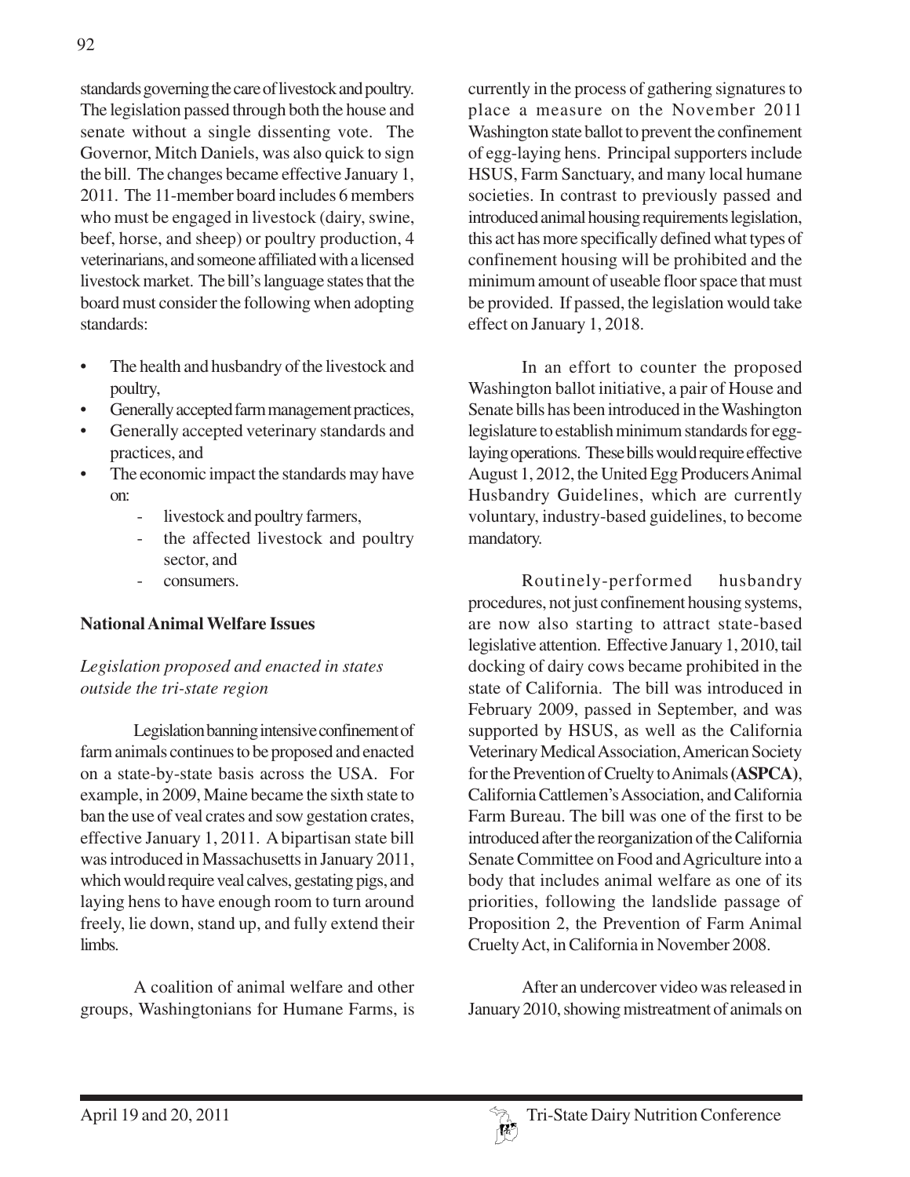standards governing the care of livestock and poultry. The legislation passed through both the house and senate without a single dissenting vote. The Governor, Mitch Daniels, was also quick to sign the bill. The changes became effective January 1, 2011. The 11-member board includes 6 members who must be engaged in livestock (dairy, swine, beef, horse, and sheep) or poultry production, 4 veterinarians, and someone affiliated with a licensed livestock market. The bill's language states that the board must consider the following when adopting standards:

- The health and husbandry of the livestock and poultry,
- Generally accepted farm management practices,
- Generally accepted veterinary standards and practices, and
- The economic impact the standards may have on:
  - livestock and poultry farmers,
  - the affected livestock and poultry sector, and
  - consumers.

**National Animal Welfare Issues**

*Legislation proposed and enacted in states outside the tri-state region*

Legislation banning intensive confinement of farm animals continues to be proposed and enacted on a state-by-state basis across the USA. For example, in 2009, Maine became the sixth state to ban the use of veal crates and sow gestation crates, effective January 1, 2011. A bipartisan state bill was introduced in Massachusetts in January 2011, which would require veal calves, gestating pigs, and laying hens to have enough room to turn around freely, lie down, stand up, and fully extend their limbs.

A coalition of animal welfare and other groups, Washingtonians for Humane Farms, is currently in the process of gathering signatures to place a measure on the November 2011 Washington state ballot to prevent the confinement of egg-laying hens. Principal supporters include HSUS, Farm Sanctuary, and many local humane societies. In contrast to previously passed and introduced animal housing requirements legislation, this act has more specifically defined what types of confinement housing will be prohibited and the minimum amount of useable floor space that must be provided. If passed, the legislation would take effect on January 1, 2018.

In an effort to counter the proposed Washington ballot initiative, a pair of House and Senate bills has been introduced in the Washington legislature to establish minimum standards for egg-laying operations. These bills would require effective August 1, 2012, the United Egg Producers Animal Husbandry Guidelines, which are currently voluntary, industry-based guidelines, to become mandatory.

Routinely-performed husbandry procedures, not just confinement housing systems, are now also starting to attract state-based legislative attention. Effective January 1, 2010, tail docking of dairy cows became prohibited in the state of California. The bill was introduced in February 2009, passed in September, and was supported by HSUS, as well as the California Veterinary Medical Association, American Society for the Prevention of Cruelty to Animals **(ASPCA)**, California Cattlemen's Association, and California Farm Bureau. The bill was one of the first to be introduced after the reorganization of the California Senate Committee on Food and Agriculture into a body that includes animal welfare as one of its priorities, following the landslide passage of Proposition 2, the Prevention of Farm Animal Cruelty Act, in California in November 2008.

After an undercover video was released in January 2010, showing mistreatment of animals on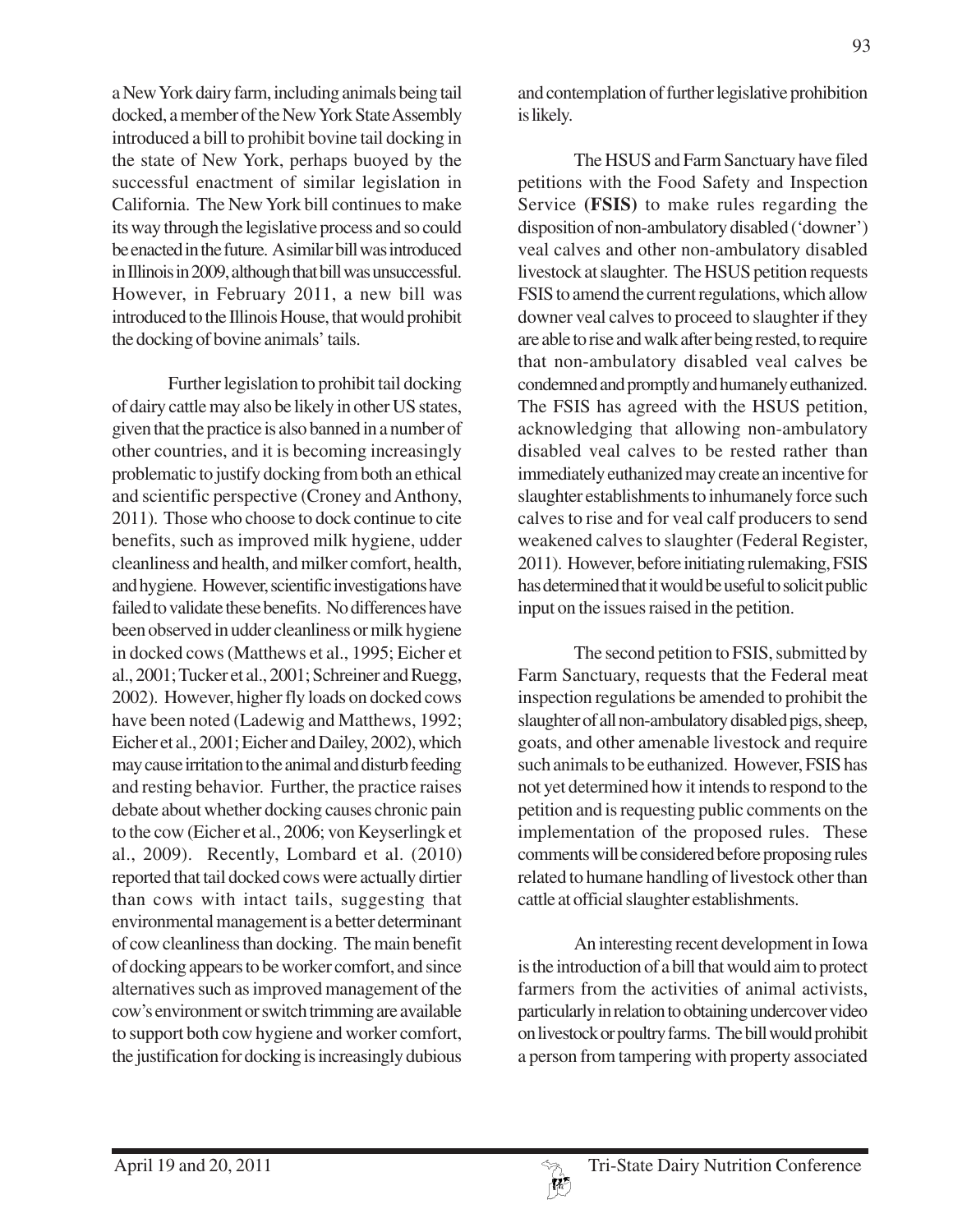a New York dairy farm, including animals being tail docked, a member of the New York State Assembly introduced a bill to prohibit bovine tail docking in the state of New York, perhaps buoyed by the successful enactment of similar legislation in California. The New York bill continues to make its way through the legislative process and so could be enacted in the future. A similar bill was introduced in Illinois in 2009, although that bill was unsuccessful. However, in February 2011, a new bill was introduced to the Illinois House, that would prohibit the docking of bovine animals' tails.

Further legislation to prohibit tail docking of dairy cattle may also be likely in other US states, given that the practice is also banned in a number of other countries, and it is becoming increasingly problematic to justify docking from both an ethical and scientific perspective (Croney and Anthony, 2011). Those who choose to dock continue to cite benefits, such as improved milk hygiene, udder cleanliness and health, and milker comfort, health, and hygiene. However, scientific investigations have failed to validate these benefits. No differences have been observed in udder cleanliness or milk hygiene in docked cows (Matthews et al., 1995; Eicher et al., 2001; Tucker et al., 2001; Schreiner and Ruegg, 2002). However, higher fly loads on docked cows have been noted (Ladewig and Matthews, 1992; Eicher et al., 2001; Eicher and Dailey, 2002), which may cause irritation to the animal and disturb feeding and resting behavior. Further, the practice raises debate about whether docking causes chronic pain to the cow (Eicher et al., 2006; von Keyserlingk et al., 2009). Recently, Lombard et al. (2010) reported that tail docked cows were actually dirtier than cows with intact tails, suggesting that environmental management is a better determinant of cow cleanliness than docking. The main benefit of docking appears to be worker comfort, and since alternatives such as improved management of the cow's environment or switch trimming are available to support both cow hygiene and worker comfort, the justification for docking is increasingly dubious and contemplation of further legislative prohibition is likely.

The HSUS and Farm Sanctuary have filed petitions with the Food Safety and Inspection Service **(FSIS)** to make rules regarding the disposition of non-ambulatory disabled ('downer') veal calves and other non-ambulatory disabled livestock at slaughter. The HSUS petition requests FSIS to amend the current regulations, which allow downer veal calves to proceed to slaughter if they are able to rise and walk after being rested, to require that non-ambulatory disabled veal calves be condemned and promptly and humanely euthanized. The FSIS has agreed with the HSUS petition, acknowledging that allowing non-ambulatory disabled veal calves to be rested rather than immediately euthanized may create an incentive for slaughter establishments to inhumanely force such calves to rise and for veal calf producers to send weakened calves to slaughter (Federal Register, 2011). However, before initiating rulemaking, FSIS has determined that it would be useful to solicit public input on the issues raised in the petition.

The second petition to FSIS, submitted by Farm Sanctuary, requests that the Federal meat inspection regulations be amended to prohibit the slaughter of all non-ambulatory disabled pigs, sheep, goats, and other amenable livestock and require such animals to be euthanized. However, FSIS has not yet determined how it intends to respond to the petition and is requesting public comments on the implementation of the proposed rules. These comments will be considered before proposing rules related to humane handling of livestock other than cattle at official slaughter establishments.

An interesting recent development in Iowa is the introduction of a bill that would aim to protect farmers from the activities of animal activists, particularly in relation to obtaining undercover video on livestock or poultry farms. The bill would prohibit a person from tampering with property associated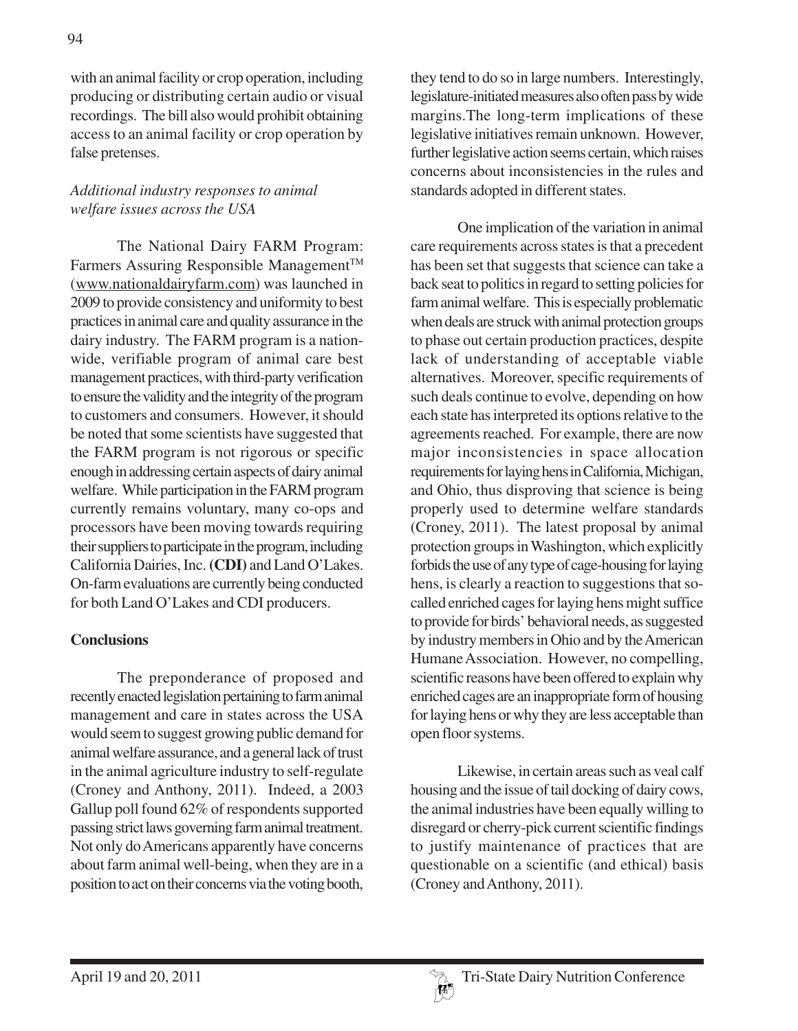with an animal facility or crop operation, including producing or distributing certain audio or visual recordings. The bill also would prohibit obtaining access to an animal facility or crop operation by false pretenses.

*Additional industry responses to animal welfare issues across the USA*

The National Dairy FARM Program: Farmers Assuring Responsible Management™ (www.nationaldairyfarm.com) was launched in 2009 to provide consistency and uniformity to best practices in animal care and quality assurance in the dairy industry. The FARM program is a nationwide, verifiable program of animal care best management practices, with third-party verification to ensure the validity and the integrity of the program to customers and consumers. However, it should be noted that some scientists have suggested that the FARM program is not rigorous or specific enough in addressing certain aspects of dairy animal welfare. While participation in the FARM program currently remains voluntary, many co-ops and processors have been moving towards requiring their suppliers to participate in the program, including California Dairies, Inc. **(CDI)** and Land O'Lakes. On-farm evaluations are currently being conducted for both Land O'Lakes and CDI producers.

## Conclusions

The preponderance of proposed and recently enacted legislation pertaining to farm animal management and care in states across the USA would seem to suggest growing public demand for animal welfare assurance, and a general lack of trust in the animal agriculture industry to self-regulate (Croney and Anthony, 2011). Indeed, a 2003 Gallup poll found 62% of respondents supported passing strict laws governing farm animal treatment. Not only do Americans apparently have concerns about farm animal well-being, when they are in a position to act on their concerns via the voting booth, they tend to do so in large numbers. Interestingly, legislature-initiated measures also often pass by wide margins.The long-term implications of these legislative initiatives remain unknown. However, further legislative action seems certain, which raises concerns about inconsistencies in the rules and standards adopted in different states.

One implication of the variation in animal care requirements across states is that a precedent has been set that suggests that science can take a back seat to politics in regard to setting policies for farm animal welfare. This is especially problematic when deals are struck with animal protection groups to phase out certain production practices, despite lack of understanding of acceptable viable alternatives. Moreover, specific requirements of such deals continue to evolve, depending on how each state has interpreted its options relative to the agreements reached. For example, there are now major inconsistencies in space allocation requirements for laying hens in California, Michigan, and Ohio, thus disproving that science is being properly used to determine welfare standards (Croney, 2011). The latest proposal by animal protection groups in Washington, which explicitly forbids the use of any type of cage-housing for laying hens, is clearly a reaction to suggestions that so-called enriched cages for laying hens might suffice to provide for birds' behavioral needs, as suggested by industry members in Ohio and by the American Humane Association. However, no compelling, scientific reasons have been offered to explain why enriched cages are an inappropriate form of housing for laying hens or why they are less acceptable than open floor systems.

Likewise, in certain areas such as veal calf housing and the issue of tail docking of dairy cows, the animal industries have been equally willing to disregard or cherry-pick current scientific findings to justify maintenance of practices that are questionable on a scientific (and ethical) basis (Croney and Anthony, 2011).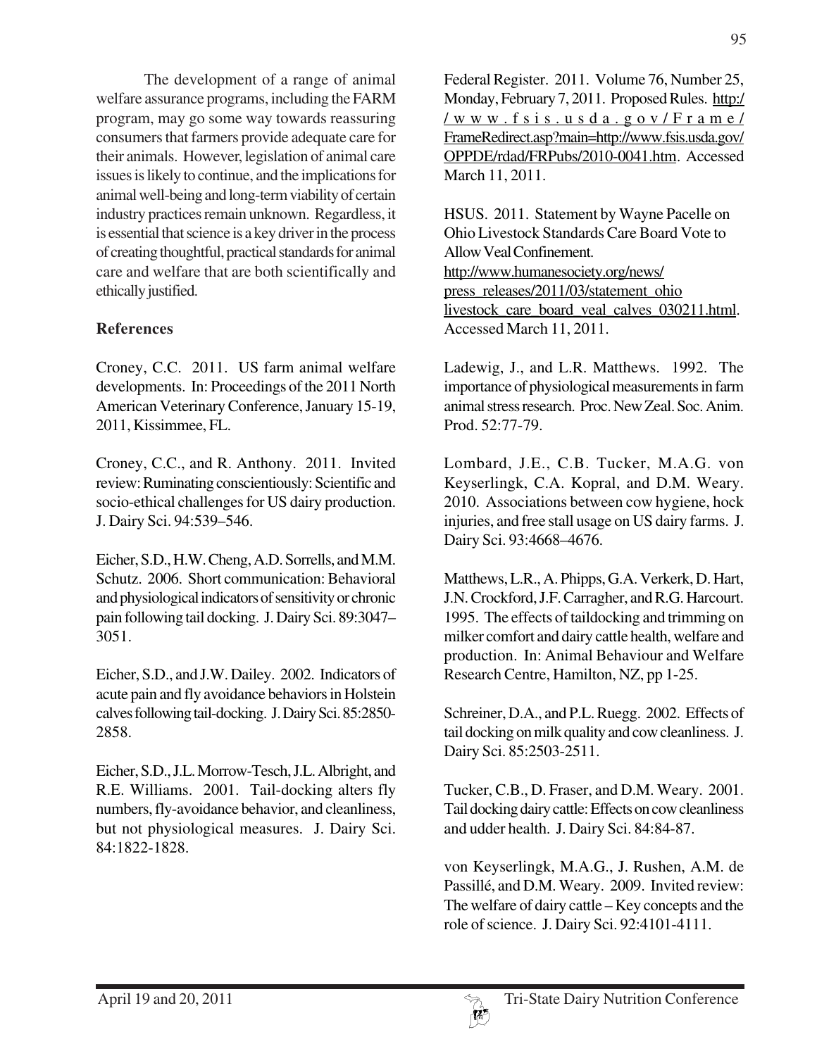The development of a range of animal welfare assurance programs, including the FARM program, may go some way towards reassuring consumers that farmers provide adequate care for their animals. However, legislation of animal care issues is likely to continue, and the implications for animal well-being and long-term viability of certain industry practices remain unknown. Regardless, it is essential that science is a key driver in the process of creating thoughtful, practical standards for animal care and welfare that are both scientifically and ethically justified.

## References

Croney, C.C. 2011. US farm animal welfare developments. In: Proceedings of the 2011 North American Veterinary Conference, January 15-19, 2011, Kissimmee, FL.

Croney, C.C., and R. Anthony. 2011. Invited review: Ruminating conscientiously: Scientific and socio-ethical challenges for US dairy production. J. Dairy Sci. 94:539–546.

Eicher, S.D., H.W. Cheng, A.D. Sorrells, and M.M. Schutz. 2006. Short communication: Behavioral and physiological indicators of sensitivity or chronic pain following tail docking. J. Dairy Sci. 89:3047–3051.

Eicher, S.D., and J.W. Dailey. 2002. Indicators of acute pain and fly avoidance behaviors in Holstein calves following tail-docking. J. Dairy Sci. 85:2850-2858.

Eicher, S.D., J.L. Morrow-Tesch, J.L. Albright, and R.E. Williams. 2001. Tail-docking alters fly numbers, fly-avoidance behavior, and cleanliness, but not physiological measures. J. Dairy Sci. 84:1822-1828.

Federal Register. 2011. Volume 76, Number 25, Monday, February 7, 2011. Proposed Rules. http://www.fsis.usda.gov/Frame/FrameRedirect.asp?main=http://www.fsis.usda.gov/OPPDE/rdad/FRPubs/2010-0041.htm. Accessed March 11, 2011.

HSUS. 2011. Statement by Wayne Pacelle on Ohio Livestock Standards Care Board Vote to Allow Veal Confinement. http://www.humanesociety.org/news/press_releases/2011/03/statement_ohio livestock_care_board_veal_calves_030211.html. Accessed March 11, 2011.

Ladewig, J., and L.R. Matthews. 1992. The importance of physiological measurements in farm animal stress research. Proc. New Zeal. Soc. Anim. Prod. 52:77-79.

Lombard, J.E., C.B. Tucker, M.A.G. von Keyserlingk, C.A. Kopral, and D.M. Weary. 2010. Associations between cow hygiene, hock injuries, and free stall usage on US dairy farms. J. Dairy Sci. 93:4668–4676.

Matthews, L.R., A. Phipps, G.A. Verkerk, D. Hart, J.N. Crockford, J.F. Carragher, and R.G. Harcourt. 1995. The effects of taildocking and trimming on milker comfort and dairy cattle health, welfare and production. In: Animal Behaviour and Welfare Research Centre, Hamilton, NZ, pp 1-25.

Schreiner, D.A., and P.L. Ruegg. 2002. Effects of tail docking on milk quality and cow cleanliness. J. Dairy Sci. 85:2503-2511.

Tucker, C.B., D. Fraser, and D.M. Weary. 2001. Tail docking dairy cattle: Effects on cow cleanliness and udder health. J. Dairy Sci. 84:84-87.

von Keyserlingk, M.A.G., J. Rushen, A.M. de Passillé, and D.M. Weary. 2009. Invited review: The welfare of dairy cattle – Key concepts and the role of science. J. Dairy Sci. 92:4101-4111.